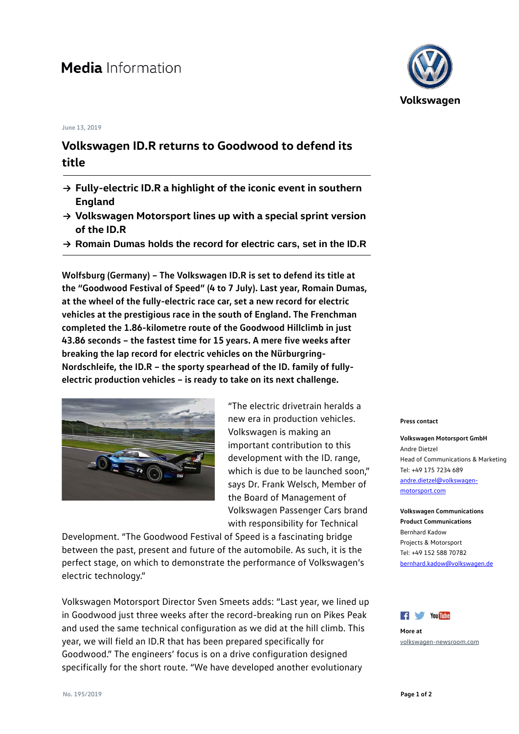# Media Information

Volkswagen

June 13, 2019

## Volkswagen ID.R returns to Goodwood to defend its title

- → **Fully-electric ID.R a highlight of the iconic event in southern England**
- → **Volkswagen Motorsport lines up with a special sprint version of the ID.R**
- → **Romain Dumas holds the record for electric cars, set in the ID.R**

**Wolfsburg (Germany) – The Volkswagen ID.R is set to defend its title at the "Goodwood Festival of Speed" (4 to 7 July). Last year, Romain Dumas, at the wheel of the fully-electric race car, set a new record for electric vehicles at the prestigious race in the south of England. The Frenchman completed the 1.86-kilometre route of the Goodwood Hillclimb in just 43.86 seconds – the fastest time for 15 years. A mere five weeks after breaking the lap record for electric vehicles on the Nürburgring-Nordschleife, the ID.R – the sporty spearhead of the ID. family of fully-electric production vehicles – is ready to take on its next challenge.**

"The electric drivetrain heralds a new era in production vehicles. Volkswagen is making an important contribution to this development with the ID. range, which is due to be launched soon," says Dr. Frank Welsch, Member of the Board of Management of Volkswagen Passenger Cars brand with responsibility for Technical Development. "The Goodwood Festival of Speed is a fascinating bridge between the past, present and future of the automobile. As such, it is the perfect stage, on which to demonstrate the performance of Volkswagen's electric technology."

Volkswagen Motorsport Director Sven Smeets adds: "Last year, we lined up in Goodwood just three weeks after the record-breaking run on Pikes Peak and used the same technical configuration as we did at the hill climb. This year, we will field an ID.R that has been prepared specifically for Goodwood." The engineers' focus is on a drive configuration designed specifically for the short route. "We have developed another evolutionary

**Press contact**

**Volkswagen Motorsport GmbH**
Andre Dietzel
Head of Communications & Marketing
Tel: +49 175 7234 689
andre.dietzel@volkswagen-motorsport.com

**Volkswagen Communications**
**Product Communications**
Bernhard Kadow
Projects & Motorsport
Tel: +49 152 588 70782
bernhard.kadow@volkswagen.de

**More at**
volkswagen-newsroom.com

No. 195/2019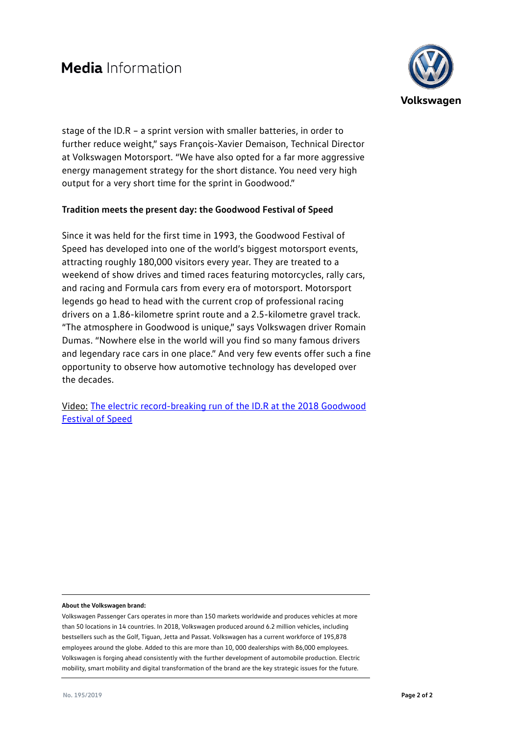stage of the ID.R – a sprint version with smaller batteries, in order to further reduce weight," says François-Xavier Demaison, Technical Director at Volkswagen Motorsport. "We have also opted for a far more aggressive energy management strategy for the short distance. You need very high output for a very short time for the sprint in Goodwood."

**Tradition meets the present day: the Goodwood Festival of Speed**

Since it was held for the first time in 1993, the Goodwood Festival of Speed has developed into one of the world's biggest motorsport events, attracting roughly 180,000 visitors every year. They are treated to a weekend of show drives and timed races featuring motorcycles, rally cars, and racing and Formula cars from every era of motorsport. Motorsport legends go head to head with the current crop of professional racing drivers on a 1.86-kilometre sprint route and a 2.5-kilometre gravel track. "The atmosphere in Goodwood is unique," says Volkswagen driver Romain Dumas. "Nowhere else in the world will you find so many famous drivers and legendary race cars in one place." And very few events offer such a fine opportunity to observe how automotive technology has developed over the decades.

Video: The electric record-breaking run of the ID.R at the 2018 Goodwood Festival of Speed

---

**About the Volkswagen brand:**

Volkswagen Passenger Cars operates in more than 150 markets worldwide and produces vehicles at more than 50 locations in 14 countries. In 2018, Volkswagen produced around 6.2 million vehicles, including bestsellers such as the Golf, Tiguan, Jetta and Passat. Volkswagen has a current workforce of 195,878 employees around the globe. Added to this are more than 10, 000 dealerships with 86,000 employees. Volkswagen is forging ahead consistently with the further development of automobile production. Electric mobility, smart mobility and digital transformation of the brand are the key strategic issues for the future.

No. 195/2019